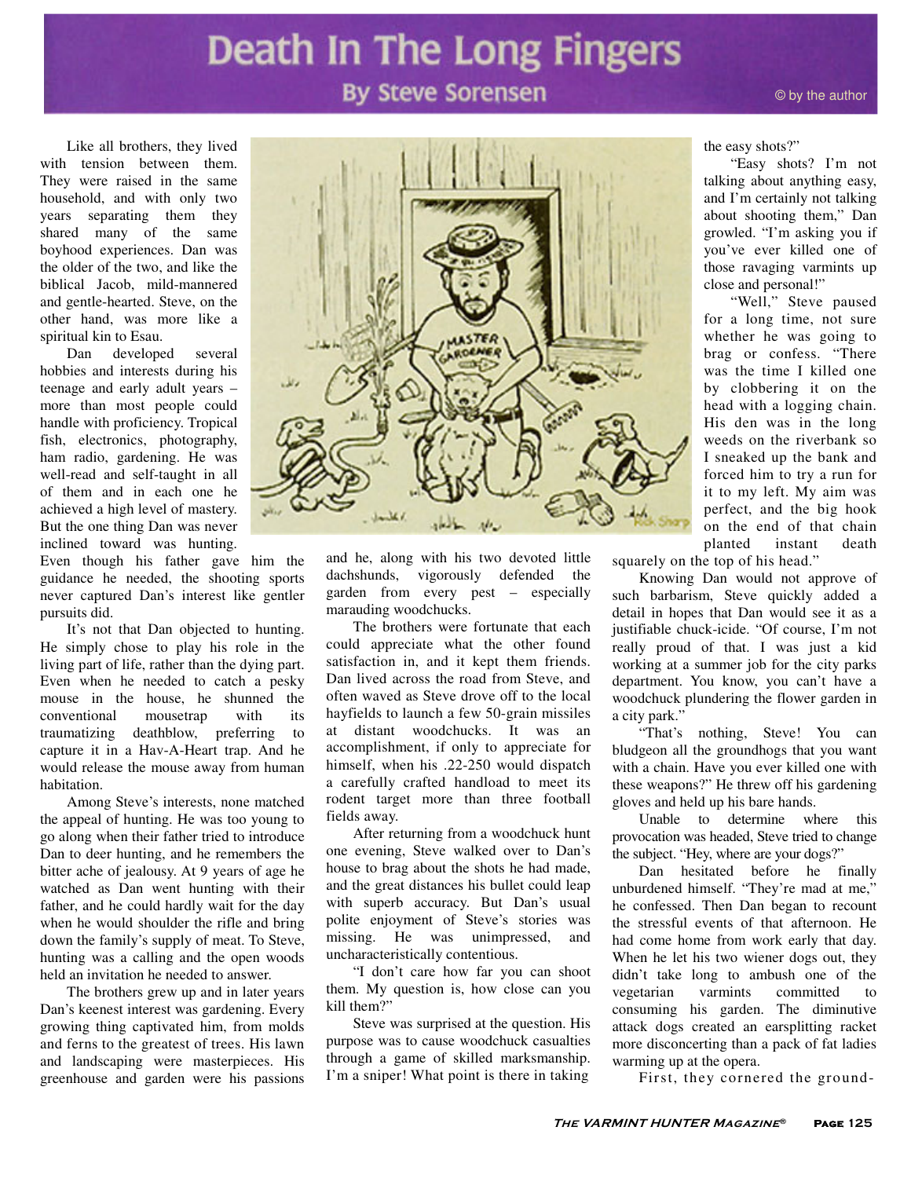# Death In The Long Fingers

## By Steve Sorensen

© by the author

Like all brothers, they lived with tension between them. They were raised in the same household, and with only two years separating them they shared many of the same boyhood experiences. Dan was the older of the two, and like the biblical Jacob, mild-mannered and gentle-hearted. Steve, on the other hand, was more like a spiritual kin to Esau.

Dan developed several hobbies and interests during his teenage and early adult years – more than most people could handle with proficiency. Tropical fish, electronics, photography, ham radio, gardening. He was well-read and self-taught in all of them and in each one he achieved a high level of mastery. But the one thing Dan was never inclined toward was hunting. Even though his father gave him the guidance he needed, the shooting sports never captured Dan's interest like gentler pursuits did.

It's not that Dan objected to hunting. He simply chose to play his role in the living part of life, rather than the dying part. Even when he needed to catch a pesky mouse in the house, he shunned the conventional mousetrap with its traumatizing deathblow, preferring to capture it in a Hav-A-Heart trap. And he would release the mouse away from human habitation.

Among Steve's interests, none matched the appeal of hunting. He was too young to go along when their father tried to introduce Dan to deer hunting, and he remembers the bitter ache of jealousy. At 9 years of age he watched as Dan went hunting with their father, and he could hardly wait for the day when he would shoulder the rifle and bring down the family's supply of meat. To Steve, hunting was a calling and the open woods held an invitation he needed to answer.

The brothers grew up and in later years Dan's keenest interest was gardening. Every growing thing captivated him, from molds and ferns to the greatest of trees. His lawn and landscaping were masterpieces. His greenhouse and garden were his passions and he, along with his two devoted little dachshunds, vigorously defended the garden from every pest – especially marauding woodchucks.

The brothers were fortunate that each could appreciate what the other found satisfaction in, and it kept them friends. Dan lived across the road from Steve, and often waved as Steve drove off to the local hayfields to launch a few 50-grain missiles at distant woodchucks. It was an accomplishment, if only to appreciate for himself, when his .22-250 would dispatch a carefully crafted handload to meet its rodent target more than three football fields away.

After returning from a woodchuck hunt one evening, Steve walked over to Dan's house to brag about the shots he had made, and the great distances his bullet could leap with superb accuracy. But Dan's usual polite enjoyment of Steve's stories was missing. He was unimpressed, and uncharacteristically contentious.

"I don't care how far you can shoot them. My question is, how close can you kill them?"

Steve was surprised at the question. His purpose was to cause woodchuck casualties through a game of skilled marksmanship. I'm a sniper! What point is there in taking the easy shots?"

"Easy shots? I'm not talking about anything easy, and I'm certainly not talking about shooting them," Dan growled. "I'm asking you if you've ever killed one of those ravaging varmints up close and personal!"

"Well," Steve paused for a long time, not sure whether he was going to brag or confess. "There was the time I killed one by clobbering it on the head with a logging chain. His den was in the long weeds on the riverbank so I sneaked up the bank and forced him to try a run for it to my left. My aim was perfect, and the big hook on the end of that chain planted instant death squarely on the top of his head."

Knowing Dan would not approve of such barbarism, Steve quickly added a detail in hopes that Dan would see it as a justifiable chuck-icide. "Of course, I'm not really proud of that. I was just a kid working at a summer job for the city parks department. You know, you can't have a woodchuck plundering the flower garden in a city park."

"That's nothing, Steve! You can bludgeon all the groundhogs that you want with a chain. Have you ever killed one with these weapons?" He threw off his gardening gloves and held up his bare hands.

Unable to determine where this provocation was headed, Steve tried to change the subject. "Hey, where are your dogs?"

Dan hesitated before he finally unburdened himself. "They're mad at me," he confessed. Then Dan began to recount the stressful events of that afternoon. He had come home from work early that day. When he let his two wiener dogs out, they didn't take long to ambush one of the vegetarian varmints committed to consuming his garden. The diminutive attack dogs created an earsplitting racket more disconcerting than a pack of fat ladies warming up at the opera.

First, they cornered the ground-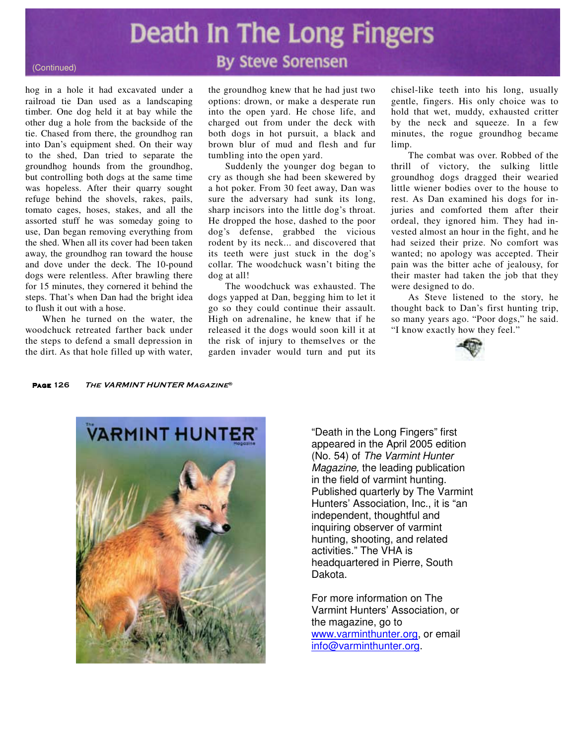# Death In The Long Fingers

## By Steve Sorensen

(Continued)

hog in a hole it had excavated under a railroad tie Dan used as a landscaping timber. One dog held it at bay while the other dug a hole from the backside of the tie. Chased from there, the groundhog ran into Dan's equipment shed. On their way to the shed, Dan tried to separate the groundhog hounds from the groundhog, but controlling both dogs at the same time was hopeless. After their quarry sought refuge behind the shovels, rakes, pails, tomato cages, hoses, stakes, and all the assorted stuff he was someday going to use, Dan began removing everything from the shed. When all its cover had been taken away, the groundhog ran toward the house and dove under the deck. The 10-pound dogs were relentless. After brawling there for 15 minutes, they cornered it behind the steps. That's when Dan had the bright idea to flush it out with a hose.

When he turned on the water, the woodchuck retreated farther back under the steps to defend a small depression in the dirt. As that hole filled up with water, the groundhog knew that he had just two options: drown, or make a desperate run into the open yard. He chose life, and charged out from under the deck with both dogs in hot pursuit, a black and brown blur of mud and flesh and fur tumbling into the open yard.

Suddenly the younger dog began to cry as though she had been skewered by a hot poker. From 30 feet away, Dan was sure the adversary had sunk its long, sharp incisors into the little dog's throat. He dropped the hose, dashed to the poor dog's defense, grabbed the vicious rodent by its neck... and discovered that its teeth were just stuck in the dog's collar. The woodchuck wasn't biting the dog at all!

The woodchuck was exhausted. The dogs yapped at Dan, begging him to let it go so they could continue their assault. High on adrenaline, he knew that if he released it the dogs would soon kill it at the risk of injury to themselves or the garden invader would turn and put its chisel-like teeth into his long, usually gentle, fingers. His only choice was to hold that wet, muddy, exhausted critter by the neck and squeeze. In a few minutes, the rogue groundhog became limp.

The combat was over. Robbed of the thrill of victory, the sulking little groundhog dogs dragged their wearied little wiener bodies over to the house to rest. As Dan examined his dogs for injuries and comforted them after their ordeal, they ignored him. They had invested almost an hour in the fight, and he had seized their prize. No comfort was wanted; no apology was accepted. Their pain was the bitter ache of jealousy, for their master had taken the job that they were designed to do.

As Steve listened to the story, he thought back to Dan's first hunting trip, so many years ago. "Poor dogs," he said. "I know exactly how they feel."

"Death in the Long Fingers" first appeared in the April 2005 edition (No. 54) of *The Varmint Hunter Magazine,* the leading publication in the field of varmint hunting. Published quarterly by The Varmint Hunters' Association, Inc., it is "an independent, thoughtful and inquiring observer of varmint hunting, shooting, and related activities." The VHA is headquartered in Pierre, South Dakota.

For more information on The Varmint Hunters' Association, or the magazine, go to www.varminthunter.org, or email info@varminthunter.org.